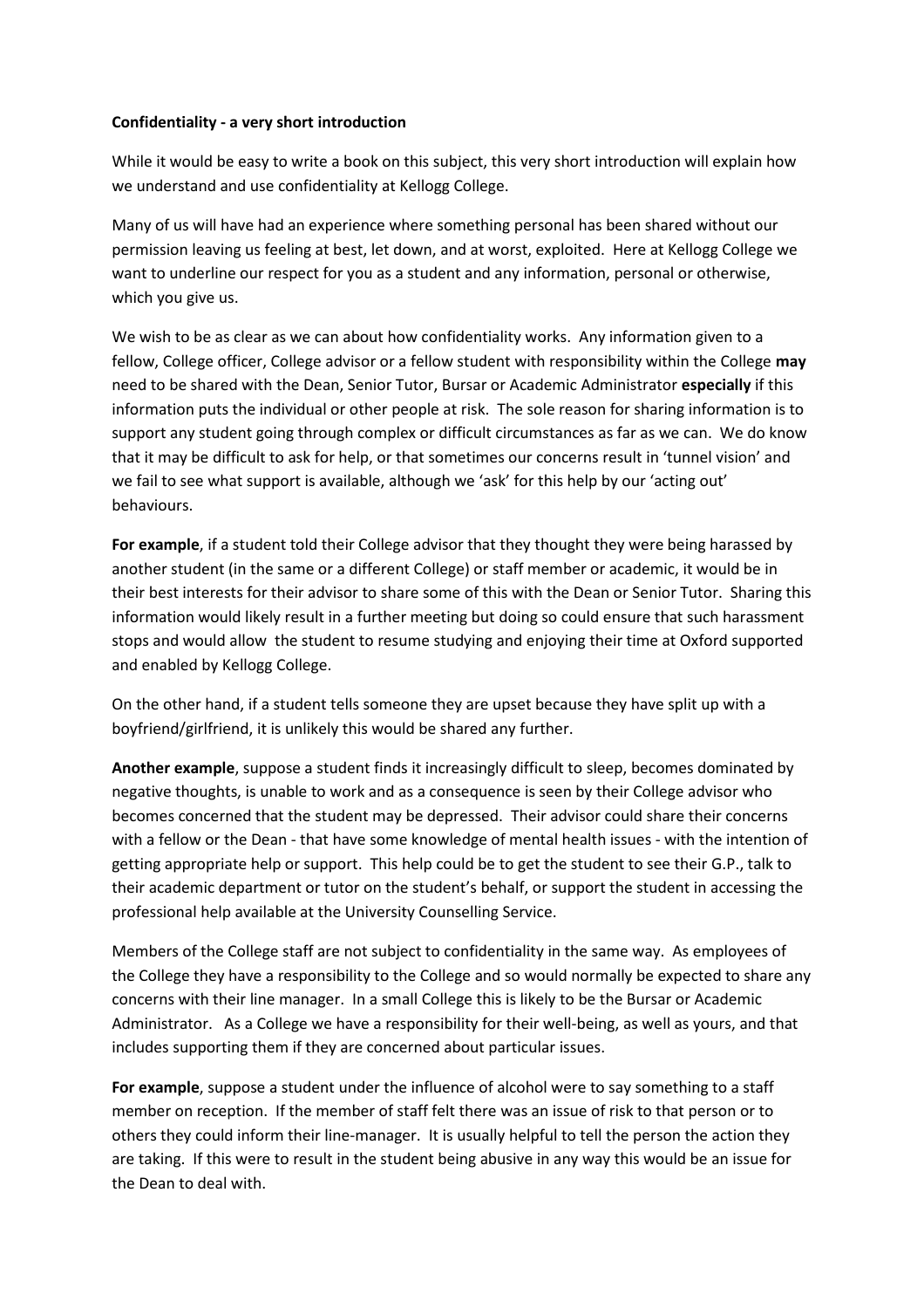**Confidentiality - a very short introduction**

While it would be easy to write a book on this subject, this very short introduction will explain how we understand and use confidentiality at Kellogg College.

Many of us will have had an experience where something personal has been shared without our permission leaving us feeling at best, let down, and at worst, exploited. Here at Kellogg College we want to underline our respect for you as a student and any information, personal or otherwise, which you give us.

We wish to be as clear as we can about how confidentiality works. Any information given to a fellow, College officer, College advisor or a fellow student with responsibility within the College **may** need to be shared with the Dean, Senior Tutor, Bursar or Academic Administrator **especially** if this information puts the individual or other people at risk. The sole reason for sharing information is to support any student going through complex or difficult circumstances as far as we can. We do know that it may be difficult to ask for help, or that sometimes our concerns result in 'tunnel vision' and we fail to see what support is available, although we 'ask' for this help by our 'acting out' behaviours.

**For example**, if a student told their College advisor that they thought they were being harassed by another student (in the same or a different College) or staff member or academic, it would be in their best interests for their advisor to share some of this with the Dean or Senior Tutor. Sharing this information would likely result in a further meeting but doing so could ensure that such harassment stops and would allow the student to resume studying and enjoying their time at Oxford supported and enabled by Kellogg College.

On the other hand, if a student tells someone they are upset because they have split up with a boyfriend/girlfriend, it is unlikely this would be shared any further.

**Another example**, suppose a student finds it increasingly difficult to sleep, becomes dominated by negative thoughts, is unable to work and as a consequence is seen by their College advisor who becomes concerned that the student may be depressed. Their advisor could share their concerns with a fellow or the Dean - that have some knowledge of mental health issues - with the intention of getting appropriate help or support. This help could be to get the student to see their G.P., talk to their academic department or tutor on the student's behalf, or support the student in accessing the professional help available at the University Counselling Service.

Members of the College staff are not subject to confidentiality in the same way. As employees of the College they have a responsibility to the College and so would normally be expected to share any concerns with their line manager. In a small College this is likely to be the Bursar or Academic Administrator. As a College we have a responsibility for their well-being, as well as yours, and that includes supporting them if they are concerned about particular issues.

**For example**, suppose a student under the influence of alcohol were to say something to a staff member on reception. If the member of staff felt there was an issue of risk to that person or to others they could inform their line-manager. It is usually helpful to tell the person the action they are taking. If this were to result in the student being abusive in any way this would be an issue for the Dean to deal with.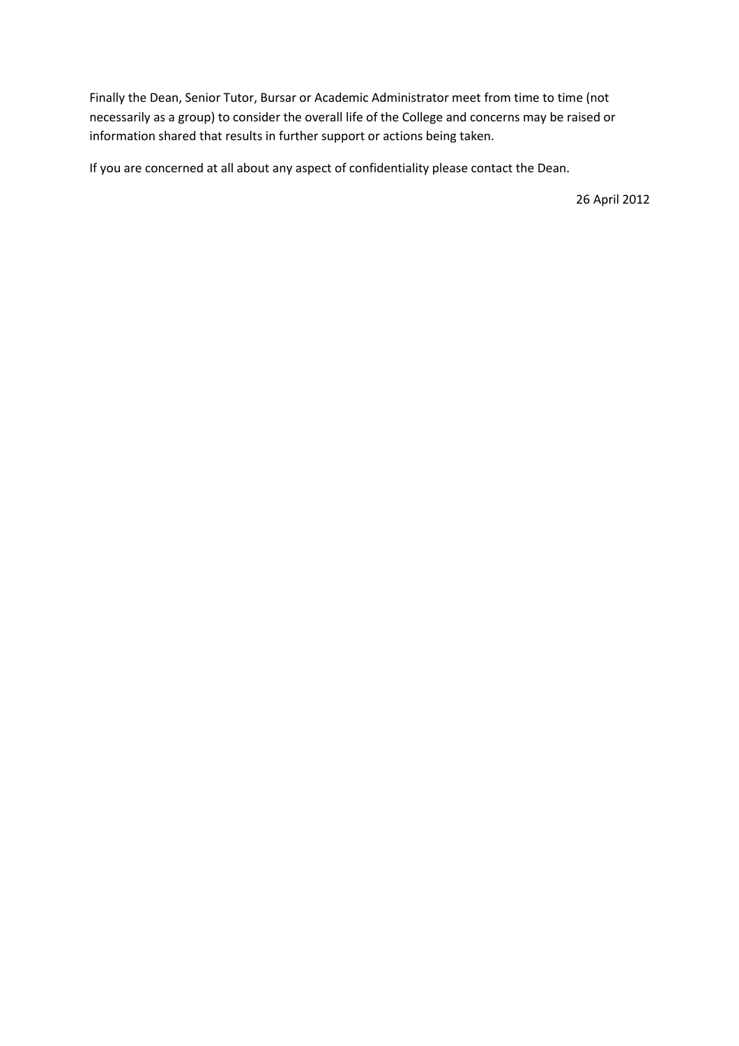Finally the Dean, Senior Tutor, Bursar or Academic Administrator meet from time to time (not necessarily as a group) to consider the overall life of the College and concerns may be raised or information shared that results in further support or actions being taken.

If you are concerned at all about any aspect of confidentiality please contact the Dean.

26 April 2012